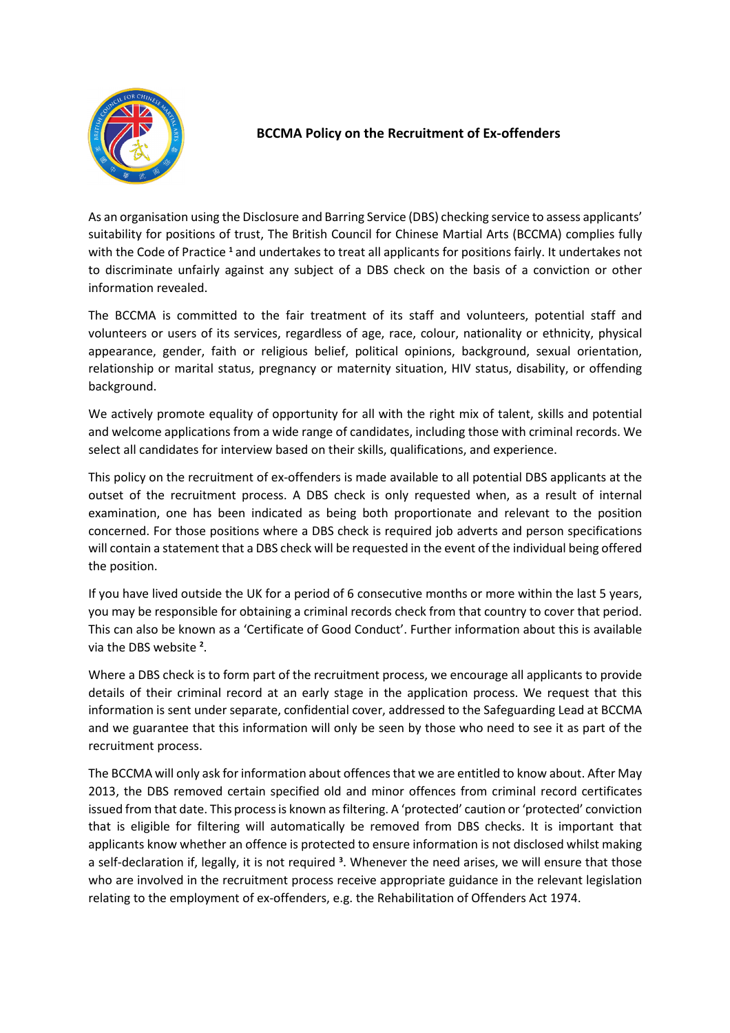# BCCMA Policy on the Recruitment of Ex-offenders

As an organisation using the Disclosure and Barring Service (DBS) checking service to assess applicants' suitability for positions of trust, The British Council for Chinese Martial Arts (BCCMA) complies fully with the Code of Practice [1] and undertakes to treat all applicants for positions fairly. It undertakes not to discriminate unfairly against any subject of a DBS check on the basis of a conviction or other information revealed.

The BCCMA is committed to the fair treatment of its staff and volunteers, potential staff and volunteers or users of its services, regardless of age, race, colour, nationality or ethnicity, physical appearance, gender, faith or religious belief, political opinions, background, sexual orientation, relationship or marital status, pregnancy or maternity situation, HIV status, disability, or offending background.

We actively promote equality of opportunity for all with the right mix of talent, skills and potential and welcome applications from a wide range of candidates, including those with criminal records. We select all candidates for interview based on their skills, qualifications, and experience.

This policy on the recruitment of ex-offenders is made available to all potential DBS applicants at the outset of the recruitment process. A DBS check is only requested when, as a result of internal examination, one has been indicated as being both proportionate and relevant to the position concerned. For those positions where a DBS check is required job adverts and person specifications will contain a statement that a DBS check will be requested in the event of the individual being offered the position.

If you have lived outside the UK for a period of 6 consecutive months or more within the last 5 years, you may be responsible for obtaining a criminal records check from that country to cover that period. This can also be known as a 'Certificate of Good Conduct'. Further information about this is available via the DBS website [2].

Where a DBS check is to form part of the recruitment process, we encourage all applicants to provide details of their criminal record at an early stage in the application process. We request that this information is sent under separate, confidential cover, addressed to the Safeguarding Lead at BCCMA and we guarantee that this information will only be seen by those who need to see it as part of the recruitment process.

The BCCMA will only ask for information about offences that we are entitled to know about. After May 2013, the DBS removed certain specified old and minor offences from criminal record certificates issued from that date. This process is known as filtering. A 'protected' caution or 'protected' conviction that is eligible for filtering will automatically be removed from DBS checks. It is important that applicants know whether an offence is protected to ensure information is not disclosed whilst making a self-declaration if, legally, it is not required [3]. Whenever the need arises, we will ensure that those who are involved in the recruitment process receive appropriate guidance in the relevant legislation relating to the employment of ex-offenders, e.g. the Rehabilitation of Offenders Act 1974.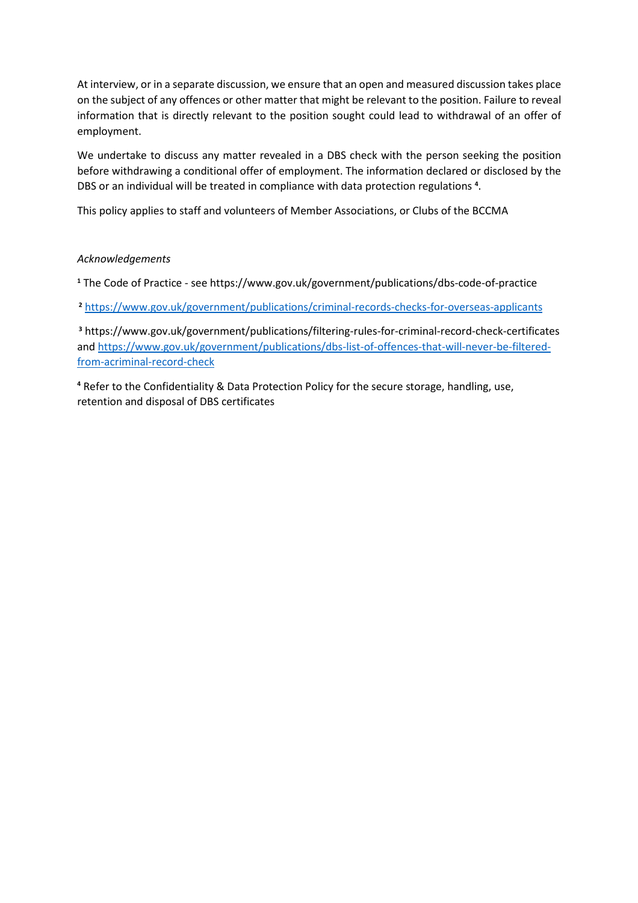At interview, or in a separate discussion, we ensure that an open and measured discussion takes place on the subject of any offences or other matter that might be relevant to the position. Failure to reveal information that is directly relevant to the position sought could lead to withdrawal of an offer of employment.

We undertake to discuss any matter revealed in a DBS check with the person seeking the position before withdrawing a conditional offer of employment. The information declared or disclosed by the DBS or an individual will be treated in compliance with data protection regulations [4].

This policy applies to staff and volunteers of Member Associations, or Clubs of the BCCMA

*Acknowledgements*

[1] The Code of Practice - see https://www.gov.uk/government/publications/dbs-code-of-practice

[2] https://www.gov.uk/government/publications/criminal-records-checks-for-overseas-applicants

[3] https://www.gov.uk/government/publications/filtering-rules-for-criminal-record-check-certificates and https://www.gov.uk/government/publications/dbs-list-of-offences-that-will-never-be-filtered-from-acriminal-record-check

[4] Refer to the Confidentiality & Data Protection Policy for the secure storage, handling, use, retention and disposal of DBS certificates